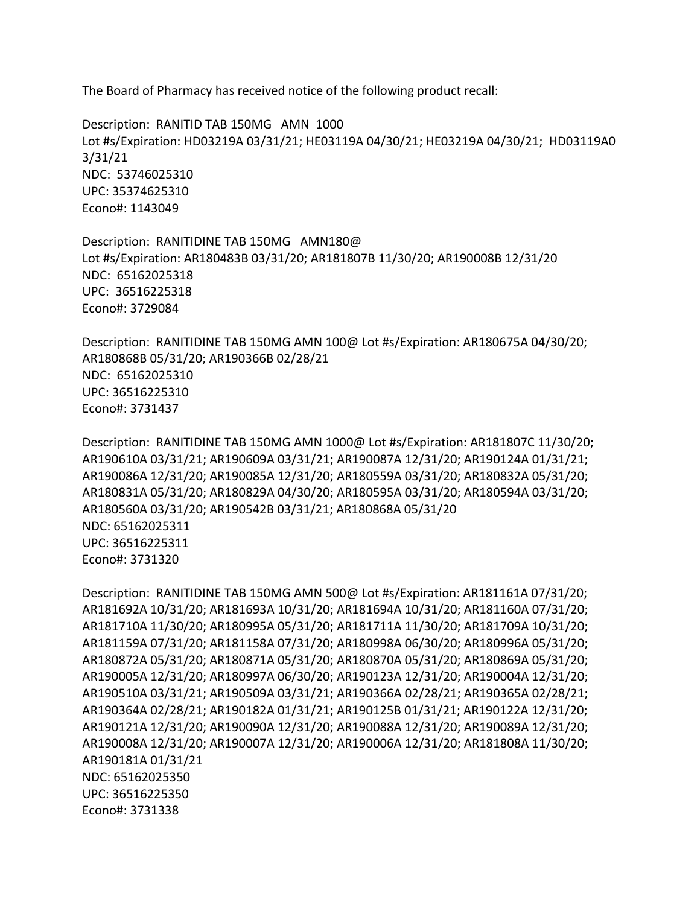The Board of Pharmacy has received notice of the following product recall:

Description: RANITID TAB 150MG AMN 1000
Lot #s/Expiration: HD03219A 03/31/21; HE03119A 04/30/21; HE03219A 04/30/21; HD03119A0 3/31/21
NDC: 53746025310
UPC: 35374625310
Econo#: 1143049

Description: RANITIDINE TAB 150MG AMN180@
Lot #s/Expiration: AR180483B 03/31/20; AR181807B 11/30/20; AR190008B 12/31/20
NDC: 65162025318
UPC: 36516225318
Econo#: 3729084

Description: RANITIDINE TAB 150MG AMN 100@ Lot #s/Expiration: AR180675A 04/30/20; AR180868B 05/31/20; AR190366B 02/28/21
NDC: 65162025310
UPC: 36516225310
Econo#: 3731437

Description: RANITIDINE TAB 150MG AMN 1000@ Lot #s/Expiration: AR181807C 11/30/20; AR190610A 03/31/21; AR190609A 03/31/21; AR190087A 12/31/20; AR190124A 01/31/21; AR190086A 12/31/20; AR190085A 12/31/20; AR180559A 03/31/20; AR180832A 05/31/20; AR180831A 05/31/20; AR180829A 04/30/20; AR180595A 03/31/20; AR180594A 03/31/20; AR180560A 03/31/20; AR190542B 03/31/21; AR180868A 05/31/20
NDC: 65162025311
UPC: 36516225311
Econo#: 3731320

Description: RANITIDINE TAB 150MG AMN 500@ Lot #s/Expiration: AR181161A 07/31/20; AR181692A 10/31/20; AR181693A 10/31/20; AR181694A 10/31/20; AR181160A 07/31/20; AR181710A 11/30/20; AR180995A 05/31/20; AR181711A 11/30/20; AR181709A 10/31/20; AR181159A 07/31/20; AR181158A 07/31/20; AR180998A 06/30/20; AR180996A 05/31/20; AR180872A 05/31/20; AR180871A 05/31/20; AR180870A 05/31/20; AR180869A 05/31/20; AR190005A 12/31/20; AR180997A 06/30/20; AR190123A 12/31/20; AR190004A 12/31/20; AR190510A 03/31/21; AR190509A 03/31/21; AR190366A 02/28/21; AR190365A 02/28/21; AR190364A 02/28/21; AR190182A 01/31/21; AR190125B 01/31/21; AR190122A 12/31/20; AR190121A 12/31/20; AR190090A 12/31/20; AR190088A 12/31/20; AR190089A 12/31/20; AR190008A 12/31/20; AR190007A 12/31/20; AR190006A 12/31/20; AR181808A 11/30/20; AR190181A 01/31/21
NDC: 65162025350
UPC: 36516225350
Econo#: 3731338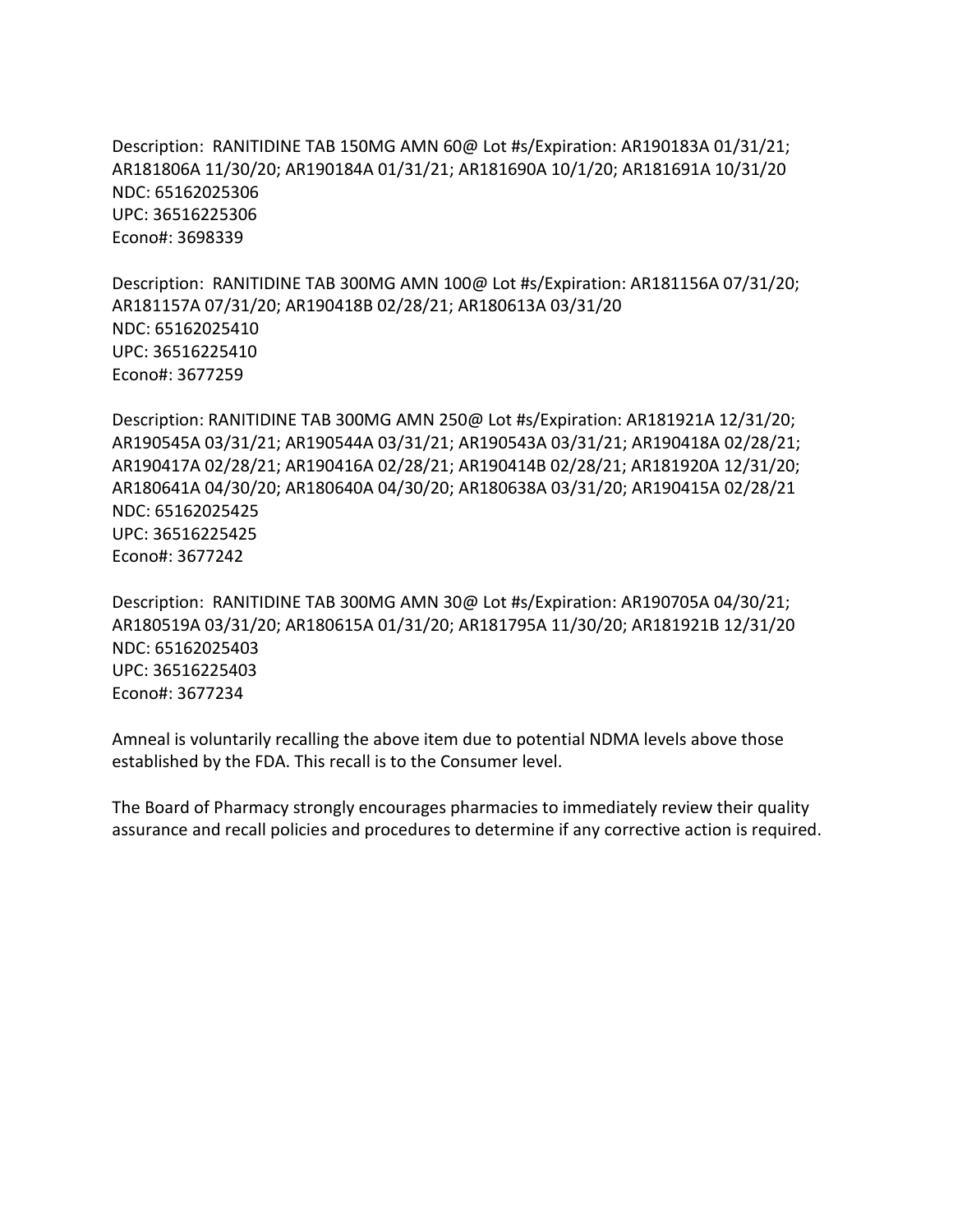Description: RANITIDINE TAB 150MG AMN 60@ Lot #s/Expiration: AR190183A 01/31/21; AR181806A 11/30/20; AR190184A 01/31/21; AR181690A 10/1/20; AR181691A 10/31/20
NDC: 65162025306
UPC: 36516225306
Econo#: 3698339

Description: RANITIDINE TAB 300MG AMN 100@ Lot #s/Expiration: AR181156A 07/31/20; AR181157A 07/31/20; AR190418B 02/28/21; AR180613A 03/31/20
NDC: 65162025410
UPC: 36516225410
Econo#: 3677259

Description: RANITIDINE TAB 300MG AMN 250@ Lot #s/Expiration: AR181921A 12/31/20; AR190545A 03/31/21; AR190544A 03/31/21; AR190543A 03/31/21; AR190418A 02/28/21; AR190417A 02/28/21; AR190416A 02/28/21; AR190414B 02/28/21; AR181920A 12/31/20; AR180641A 04/30/20; AR180640A 04/30/20; AR180638A 03/31/20; AR190415A 02/28/21
NDC: 65162025425
UPC: 36516225425
Econo#: 3677242

Description: RANITIDINE TAB 300MG AMN 30@ Lot #s/Expiration: AR190705A 04/30/21; AR180519A 03/31/20; AR180615A 01/31/20; AR181795A 11/30/20; AR181921B 12/31/20
NDC: 65162025403
UPC: 36516225403
Econo#: 3677234

Amneal is voluntarily recalling the above item due to potential NDMA levels above those established by the FDA. This recall is to the Consumer level.

The Board of Pharmacy strongly encourages pharmacies to immediately review their quality assurance and recall policies and procedures to determine if any corrective action is required.